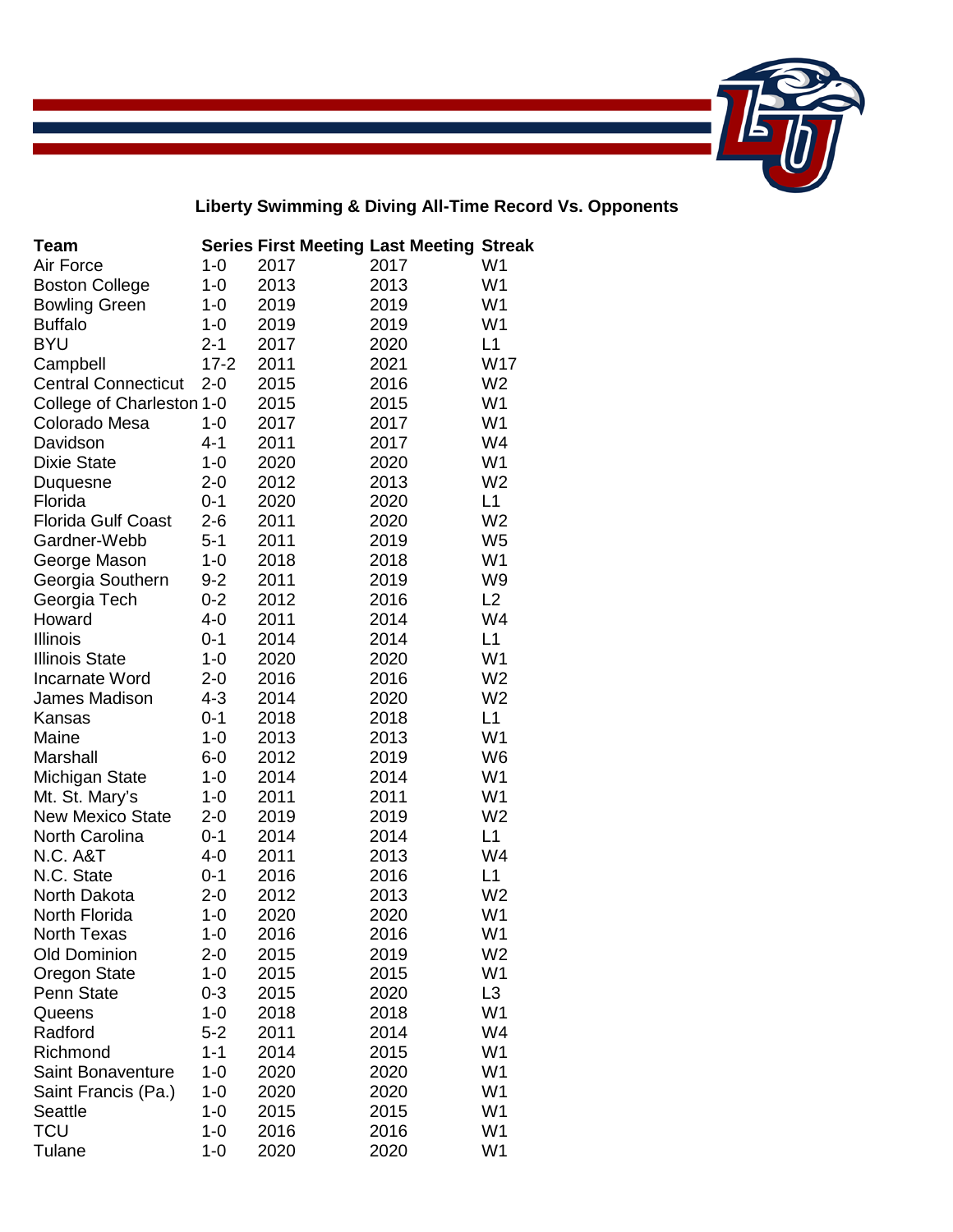## Liberty Swimming & Diving All-Time Record Vs. Opponents

| Team | Series | First Meeting | Last Meeting | Streak |
|---|---|---|---|---|
| Air Force | 1-0 | 2017 | 2017 | W1 |
| Boston College | 1-0 | 2013 | 2013 | W1 |
| Bowling Green | 1-0 | 2019 | 2019 | W1 |
| Buffalo | 1-0 | 2019 | 2019 | W1 |
| BYU | 2-1 | 2017 | 2020 | L1 |
| Campbell | 17-2 | 2011 | 2021 | W17 |
| Central Connecticut | 2-0 | 2015 | 2016 | W2 |
| College of Charleston | 1-0 | 2015 | 2015 | W1 |
| Colorado Mesa | 1-0 | 2017 | 2017 | W1 |
| Davidson | 4-1 | 2011 | 2017 | W4 |
| Dixie State | 1-0 | 2020 | 2020 | W1 |
| Duquesne | 2-0 | 2012 | 2013 | W2 |
| Florida | 0-1 | 2020 | 2020 | L1 |
| Florida Gulf Coast | 2-6 | 2011 | 2020 | W2 |
| Gardner-Webb | 5-1 | 2011 | 2019 | W5 |
| George Mason | 1-0 | 2018 | 2018 | W1 |
| Georgia Southern | 9-2 | 2011 | 2019 | W9 |
| Georgia Tech | 0-2 | 2012 | 2016 | L2 |
| Howard | 4-0 | 2011 | 2014 | W4 |
| Illinois | 0-1 | 2014 | 2014 | L1 |
| Illinois State | 1-0 | 2020 | 2020 | W1 |
| Incarnate Word | 2-0 | 2016 | 2016 | W2 |
| James Madison | 4-3 | 2014 | 2020 | W2 |
| Kansas | 0-1 | 2018 | 2018 | L1 |
| Maine | 1-0 | 2013 | 2013 | W1 |
| Marshall | 6-0 | 2012 | 2019 | W6 |
| Michigan State | 1-0 | 2014 | 2014 | W1 |
| Mt. St. Mary's | 1-0 | 2011 | 2011 | W1 |
| New Mexico State | 2-0 | 2019 | 2019 | W2 |
| North Carolina | 0-1 | 2014 | 2014 | L1 |
| N.C. A&T | 4-0 | 2011 | 2013 | W4 |
| N.C. State | 0-1 | 2016 | 2016 | L1 |
| North Dakota | 2-0 | 2012 | 2013 | W2 |
| North Florida | 1-0 | 2020 | 2020 | W1 |
| North Texas | 1-0 | 2016 | 2016 | W1 |
| Old Dominion | 2-0 | 2015 | 2019 | W2 |
| Oregon State | 1-0 | 2015 | 2015 | W1 |
| Penn State | 0-3 | 2015 | 2020 | L3 |
| Queens | 1-0 | 2018 | 2018 | W1 |
| Radford | 5-2 | 2011 | 2014 | W4 |
| Richmond | 1-1 | 2014 | 2015 | W1 |
| Saint Bonaventure | 1-0 | 2020 | 2020 | W1 |
| Saint Francis (Pa.) | 1-0 | 2020 | 2020 | W1 |
| Seattle | 1-0 | 2015 | 2015 | W1 |
| TCU | 1-0 | 2016 | 2016 | W1 |
| Tulane | 1-0 | 2020 | 2020 | W1 |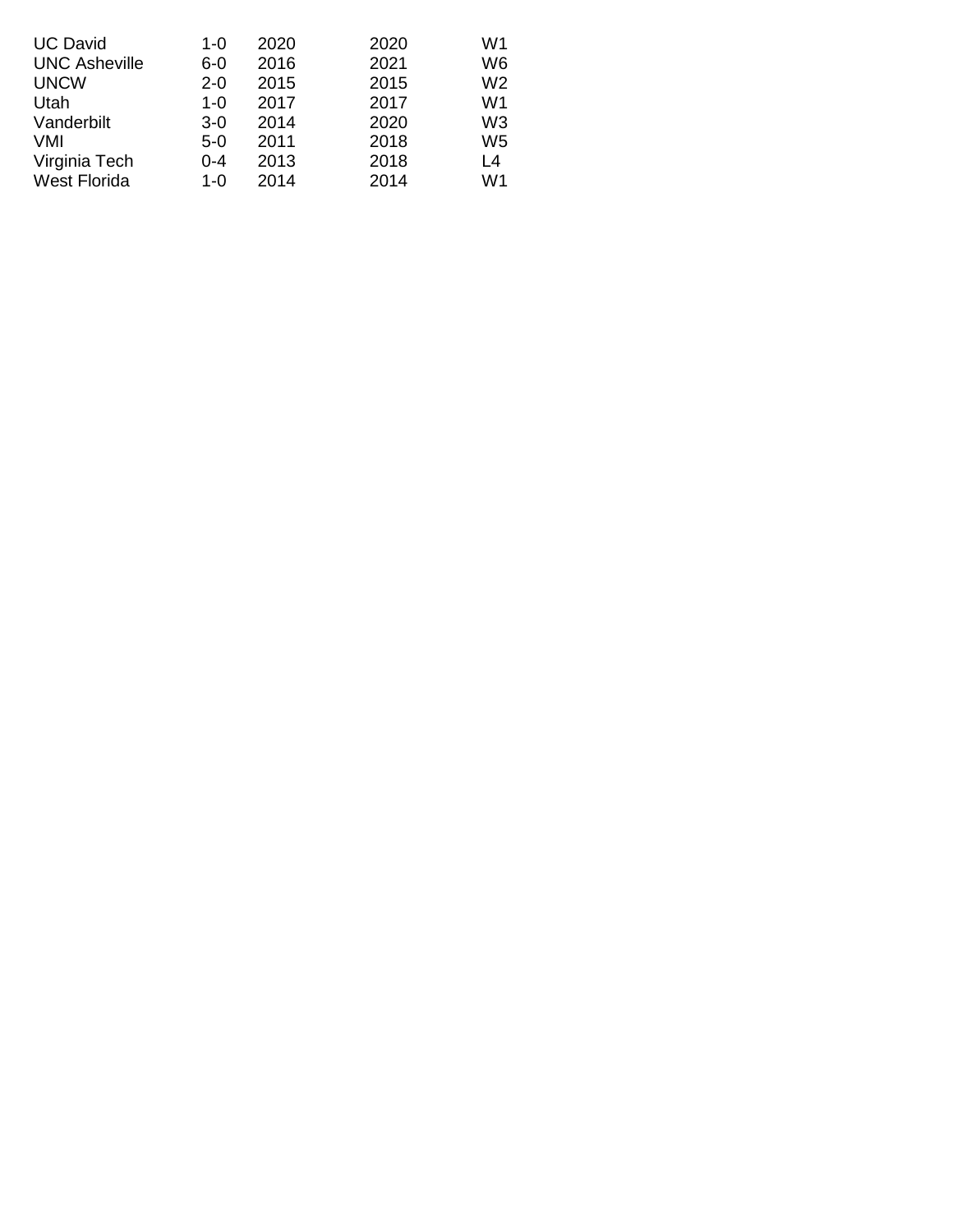| | | | | |
|---|---|---|---|---|
| UC David | 1-0 | 2020 | 2020 | W1 |
| UNC Asheville | 6-0 | 2016 | 2021 | W6 |
| UNCW | 2-0 | 2015 | 2015 | W2 |
| Utah | 1-0 | 2017 | 2017 | W1 |
| Vanderbilt | 3-0 | 2014 | 2020 | W3 |
| VMI | 5-0 | 2011 | 2018 | W5 |
| Virginia Tech | 0-4 | 2013 | 2018 | L4 |
| West Florida | 1-0 | 2014 | 2014 | W1 |